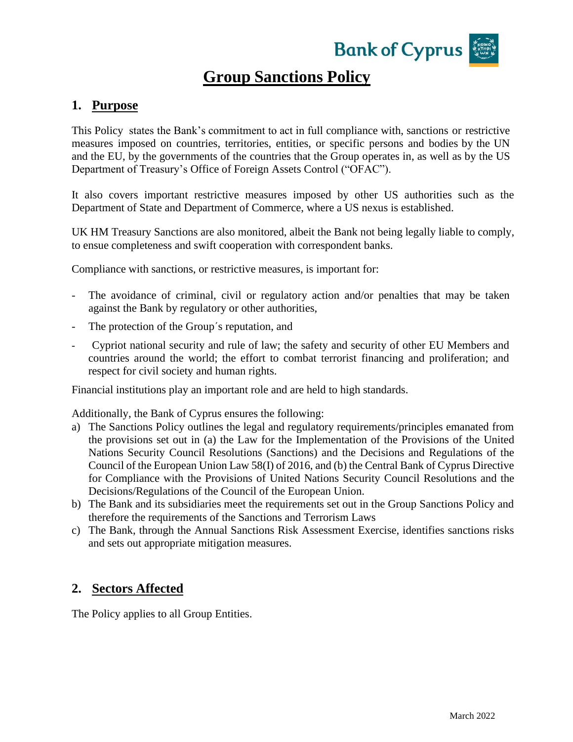# Group Sanctions Policy

## 1. Purpose

This Policy states the Bank's commitment to act in full compliance with, sanctions or restrictive measures imposed on countries, territories, entities, or specific persons and bodies by the UN and the EU, by the governments of the countries that the Group operates in, as well as by the US Department of Treasury's Office of Foreign Assets Control ("OFAC").

It also covers important restrictive measures imposed by other US authorities such as the Department of State and Department of Commerce, where a US nexus is established.

UK HM Treasury Sanctions are also monitored, albeit the Bank not being legally liable to comply, to ensue completeness and swift cooperation with correspondent banks.

Compliance with sanctions, or restrictive measures, is important for:

- The avoidance of criminal, civil or regulatory action and/or penalties that may be taken against the Bank by regulatory or other authorities,
- The protection of the Group´s reputation, and
- Cypriot national security and rule of law; the safety and security of other EU Members and countries around the world; the effort to combat terrorist financing and proliferation; and respect for civil society and human rights.

Financial institutions play an important role and are held to high standards.

Additionally, the Bank of Cyprus ensures the following:

a) The Sanctions Policy outlines the legal and regulatory requirements/principles emanated from the provisions set out in (a) the Law for the Implementation of the Provisions of the United Nations Security Council Resolutions (Sanctions) and the Decisions and Regulations of the Council of the European Union Law 58(I) of 2016, and (b) the Central Bank of Cyprus Directive for Compliance with the Provisions of United Nations Security Council Resolutions and the Decisions/Regulations of the Council of the European Union.
b) The Bank and its subsidiaries meet the requirements set out in the Group Sanctions Policy and therefore the requirements of the Sanctions and Terrorism Laws
c) The Bank, through the Annual Sanctions Risk Assessment Exercise, identifies sanctions risks and sets out appropriate mitigation measures.

## 2. Sectors Affected

The Policy applies to all Group Entities.

March 2022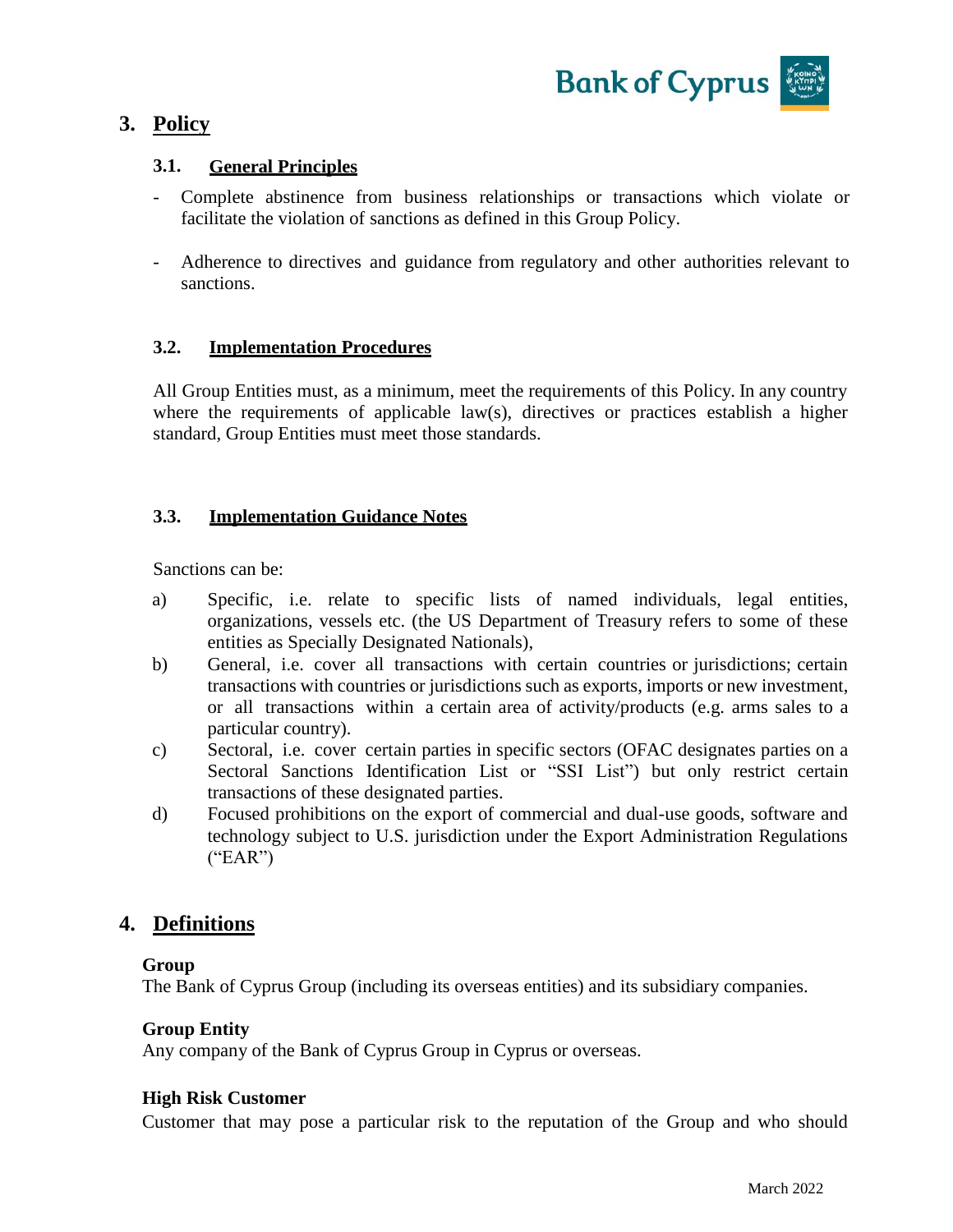# 3. Policy

## 3.1. General Principles

- Complete abstinence from business relationships or transactions which violate or facilitate the violation of sanctions as defined in this Group Policy.
- Adherence to directives and guidance from regulatory and other authorities relevant to sanctions.

## 3.2. Implementation Procedures

All Group Entities must, as a minimum, meet the requirements of this Policy. In any country where the requirements of applicable law(s), directives or practices establish a higher standard, Group Entities must meet those standards.

## 3.3. Implementation Guidance Notes

Sanctions can be:

a) Specific, i.e. relate to specific lists of named individuals, legal entities, organizations, vessels etc. (the US Department of Treasury refers to some of these entities as Specially Designated Nationals),

b) General, i.e. cover all transactions with certain countries or jurisdictions; certain transactions with countries or jurisdictions such as exports, imports or new investment, or all transactions within a certain area of activity/products (e.g. arms sales to a particular country).

c) Sectoral, i.e. cover certain parties in specific sectors (OFAC designates parties on a Sectoral Sanctions Identification List or "SSI List") but only restrict certain transactions of these designated parties.

d) Focused prohibitions on the export of commercial and dual-use goods, software and technology subject to U.S. jurisdiction under the Export Administration Regulations ("EAR")

# 4. Definitions

**Group**
The Bank of Cyprus Group (including its overseas entities) and its subsidiary companies.

**Group Entity**
Any company of the Bank of Cyprus Group in Cyprus or overseas.

**High Risk Customer**
Customer that may pose a particular risk to the reputation of the Group and who should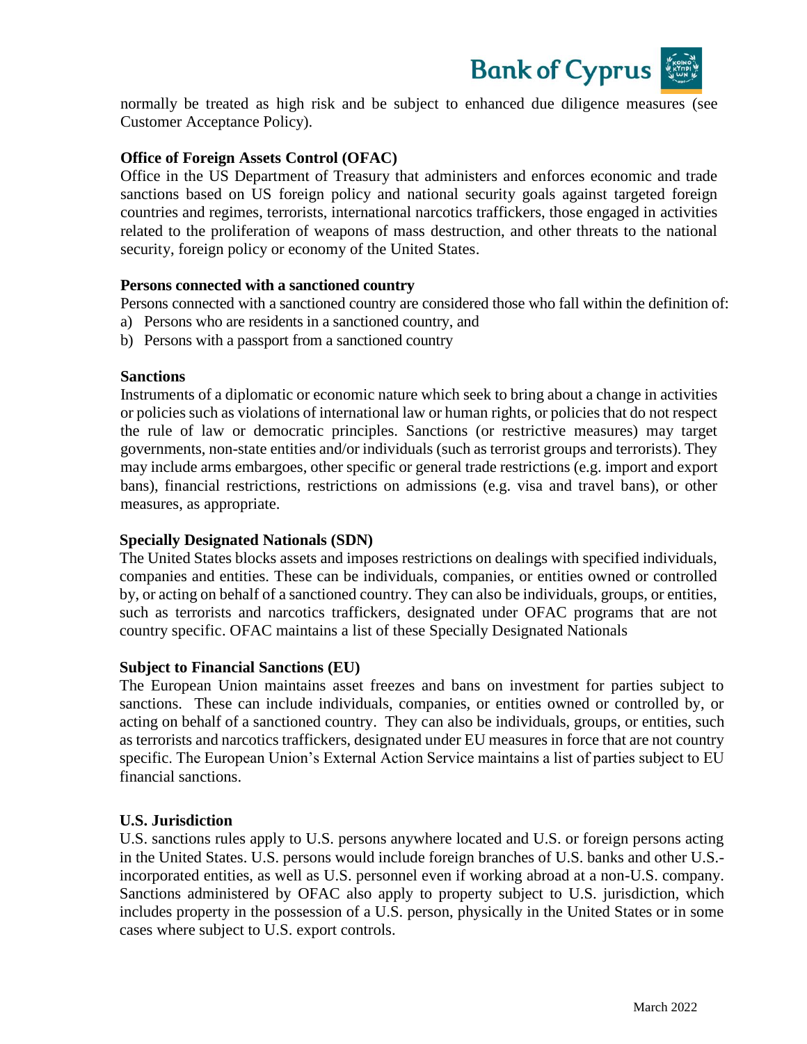normally be treated as high risk and be subject to enhanced due diligence measures (see Customer Acceptance Policy).

**Office of Foreign Assets Control (OFAC)**

Office in the US Department of Treasury that administers and enforces economic and trade sanctions based on US foreign policy and national security goals against targeted foreign countries and regimes, terrorists, international narcotics traffickers, those engaged in activities related to the proliferation of weapons of mass destruction, and other threats to the national security, foreign policy or economy of the United States.

**Persons connected with a sanctioned country**

Persons connected with a sanctioned country are considered those who fall within the definition of:

a) Persons who are residents in a sanctioned country, and
b) Persons with a passport from a sanctioned country

**Sanctions**

Instruments of a diplomatic or economic nature which seek to bring about a change in activities or policies such as violations of international law or human rights, or policies that do not respect the rule of law or democratic principles. Sanctions (or restrictive measures) may target governments, non-state entities and/or individuals (such as terrorist groups and terrorists). They may include arms embargoes, other specific or general trade restrictions (e.g. import and export bans), financial restrictions, restrictions on admissions (e.g. visa and travel bans), or other measures, as appropriate.

**Specially Designated Nationals (SDN)**

The United States blocks assets and imposes restrictions on dealings with specified individuals, companies and entities. These can be individuals, companies, or entities owned or controlled by, or acting on behalf of a sanctioned country. They can also be individuals, groups, or entities, such as terrorists and narcotics traffickers, designated under OFAC programs that are not country specific. OFAC maintains a list of these Specially Designated Nationals

**Subject to Financial Sanctions (EU)**

The European Union maintains asset freezes and bans on investment for parties subject to sanctions. These can include individuals, companies, or entities owned or controlled by, or acting on behalf of a sanctioned country. They can also be individuals, groups, or entities, such as terrorists and narcotics traffickers, designated under EU measures in force that are not country specific. The European Union's External Action Service maintains a list of parties subject to EU financial sanctions.

**U.S. Jurisdiction**

U.S. sanctions rules apply to U.S. persons anywhere located and U.S. or foreign persons acting in the United States. U.S. persons would include foreign branches of U.S. banks and other U.S.-incorporated entities, as well as U.S. personnel even if working abroad at a non-U.S. company. Sanctions administered by OFAC also apply to property subject to U.S. jurisdiction, which includes property in the possession of a U.S. person, physically in the United States or in some cases where subject to U.S. export controls.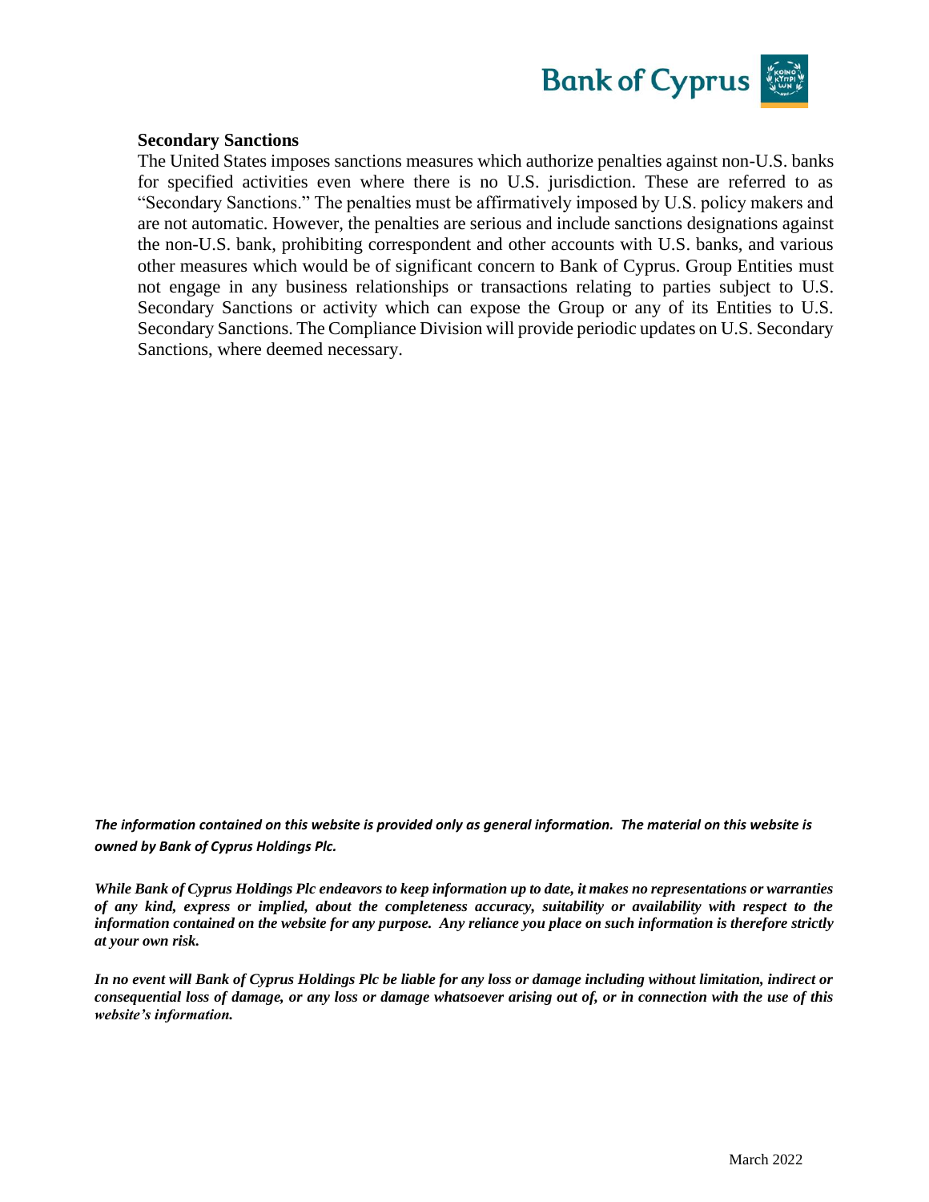**Secondary Sanctions**

The United States imposes sanctions measures which authorize penalties against non-U.S. banks for specified activities even where there is no U.S. jurisdiction. These are referred to as "Secondary Sanctions." The penalties must be affirmatively imposed by U.S. policy makers and are not automatic. However, the penalties are serious and include sanctions designations against the non-U.S. bank, prohibiting correspondent and other accounts with U.S. banks, and various other measures which would be of significant concern to Bank of Cyprus. Group Entities must not engage in any business relationships or transactions relating to parties subject to U.S. Secondary Sanctions or activity which can expose the Group or any of its Entities to U.S. Secondary Sanctions. The Compliance Division will provide periodic updates on U.S. Secondary Sanctions, where deemed necessary.

***The information contained on this website is provided only as general information. The material on this website is owned by Bank of Cyprus Holdings Plc.***

***While Bank of Cyprus Holdings Plc endeavors to keep information up to date, it makes no representations or warranties of any kind, express or implied, about the completeness accuracy, suitability or availability with respect to the information contained on the website for any purpose. Any reliance you place on such information is therefore strictly at your own risk.***

***In no event will Bank of Cyprus Holdings Plc be liable for any loss or damage including without limitation, indirect or consequential loss of damage, or any loss or damage whatsoever arising out of, or in connection with the use of this website's information.***

March 2022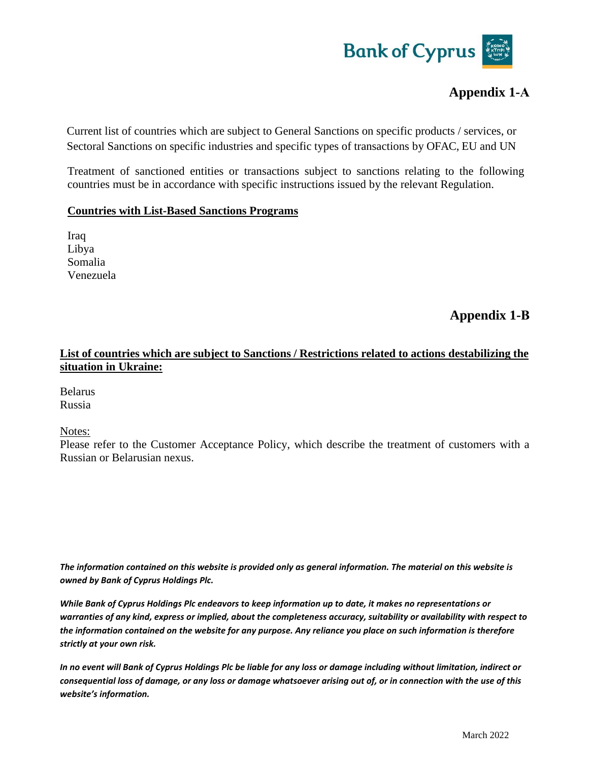# Appendix 1-A

Current list of countries which are subject to General Sanctions on specific products / services, or Sectoral Sanctions on specific industries and specific types of transactions by OFAC, EU and UN

Treatment of sanctioned entities or transactions subject to sanctions relating to the following countries must be in accordance with specific instructions issued by the relevant Regulation.

**Countries with List-Based Sanctions Programs**

Iraq
Libya
Somalia
Venezuela

# Appendix 1-B

**List of countries which are subject to Sanctions / Restrictions related to actions destabilizing the situation in Ukraine:**

Belarus
Russia

Notes:
Please refer to the Customer Acceptance Policy, which describe the treatment of customers with a Russian or Belarusian nexus.

***The information contained on this website is provided only as general information. The material on this website is owned by Bank of Cyprus Holdings Plc.***

***While Bank of Cyprus Holdings Plc endeavors to keep information up to date, it makes no representations or warranties of any kind, express or implied, about the completeness accuracy, suitability or availability with respect to the information contained on the website for any purpose. Any reliance you place on such information is therefore strictly at your own risk.***

***In no event will Bank of Cyprus Holdings Plc be liable for any loss or damage including without limitation, indirect or consequential loss of damage, or any loss or damage whatsoever arising out of, or in connection with the use of this website's information.***

March 2022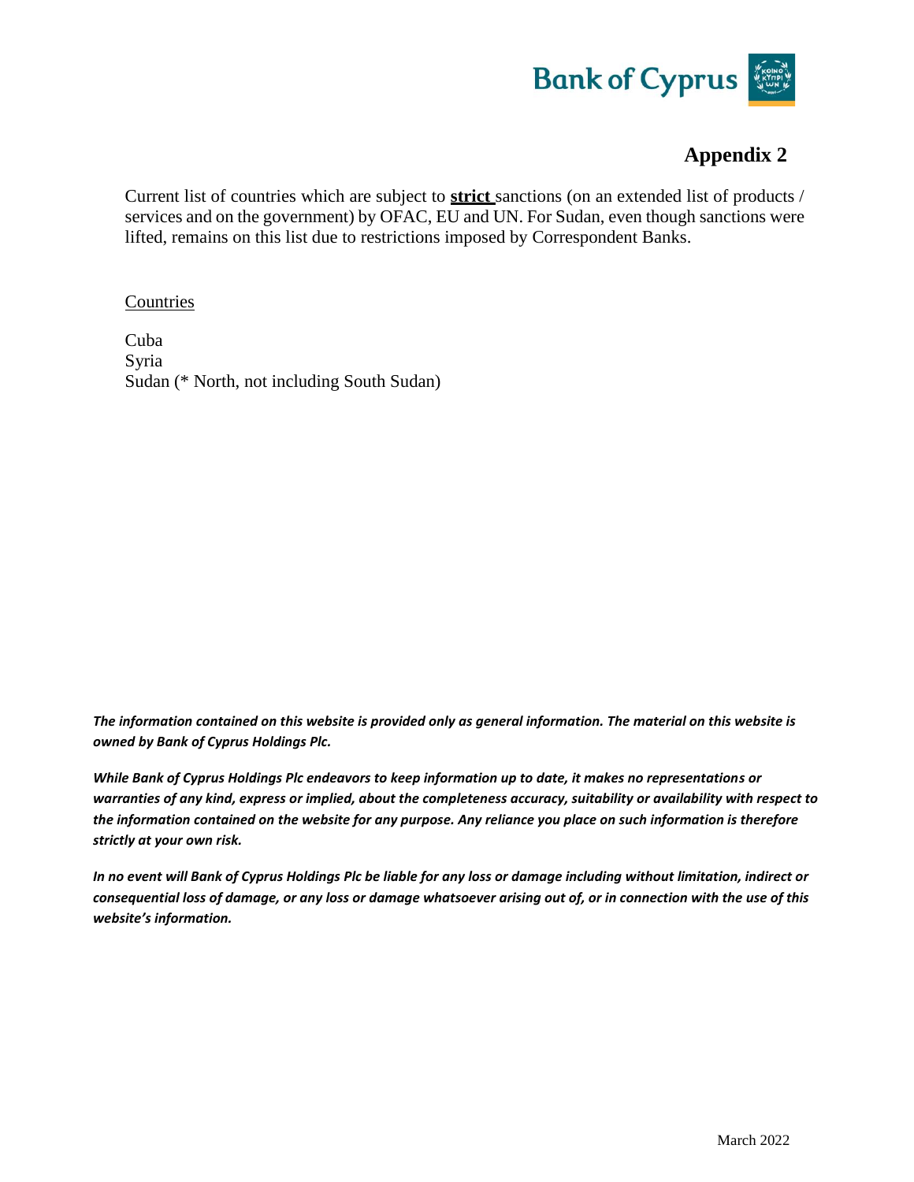# Appendix 2

Current list of countries which are subject to **strict** sanctions (on an extended list of products / services and on the government) by OFAC, EU and UN. For Sudan, even though sanctions were lifted, remains on this list due to restrictions imposed by Correspondent Banks.

Countries

Cuba
Syria
Sudan (* North, not including South Sudan)

***The information contained on this website is provided only as general information. The material on this website is owned by Bank of Cyprus Holdings Plc.***

***While Bank of Cyprus Holdings Plc endeavors to keep information up to date, it makes no representations or warranties of any kind, express or implied, about the completeness accuracy, suitability or availability with respect to the information contained on the website for any purpose. Any reliance you place on such information is therefore strictly at your own risk.***

***In no event will Bank of Cyprus Holdings Plc be liable for any loss or damage including without limitation, indirect or consequential loss of damage, or any loss or damage whatsoever arising out of, or in connection with the use of this website's information.***

March 2022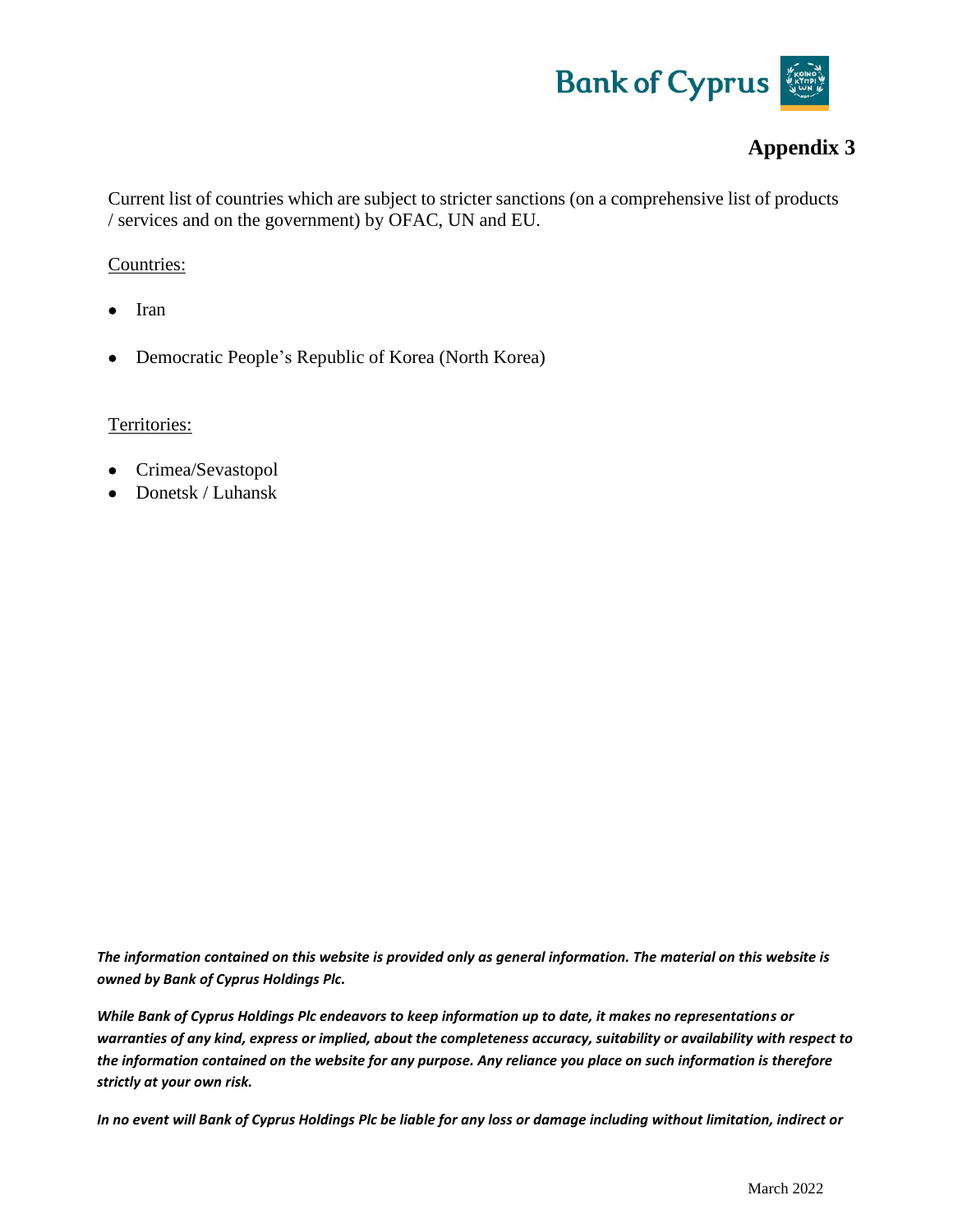# Appendix 3

Current list of countries which are subject to stricter sanctions (on a comprehensive list of products / services and on the government) by OFAC, UN and EU.

Countries:

- Iran
- Democratic People's Republic of Korea (North Korea)

Territories:

- Crimea/Sevastopol
- Donetsk / Luhansk

***The information contained on this website is provided only as general information. The material on this website is owned by Bank of Cyprus Holdings Plc.***

***While Bank of Cyprus Holdings Plc endeavors to keep information up to date, it makes no representations or warranties of any kind, express or implied, about the completeness accuracy, suitability or availability with respect to the information contained on the website for any purpose. Any reliance you place on such information is therefore strictly at your own risk.***

***In no event will Bank of Cyprus Holdings Plc be liable for any loss or damage including without limitation, indirect or***

March 2022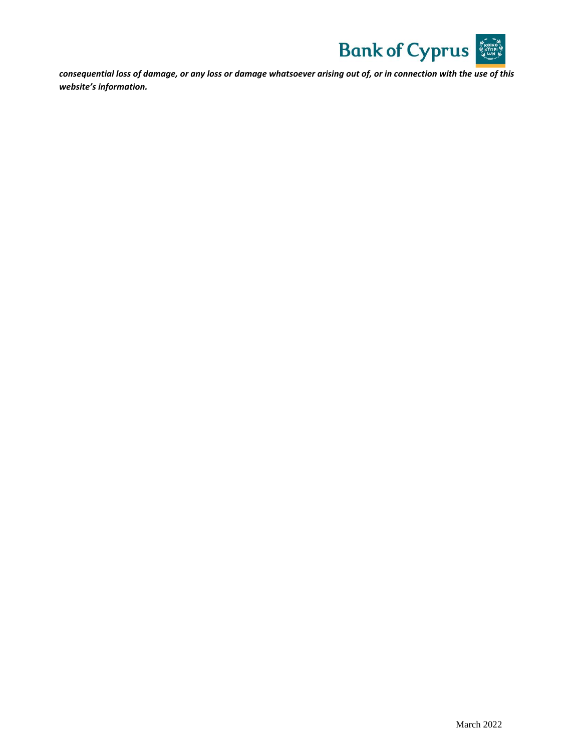***consequential loss of damage, or any loss or damage whatsoever arising out of, or in connection with the use of this website's information.***

March 2022